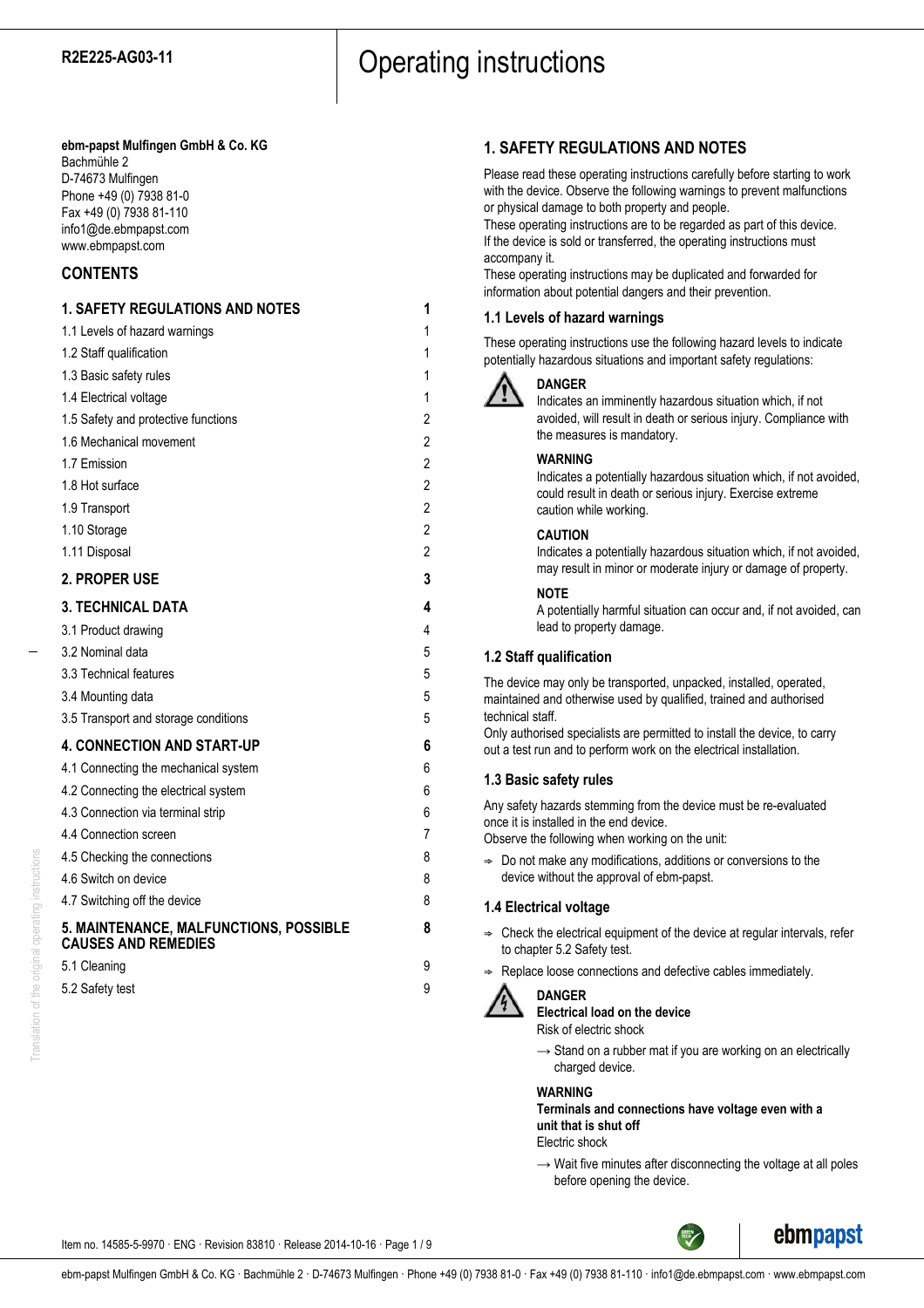**R2E225-AG03-11**

# Operating instructions

**ebm-papst Mulfingen GmbH & Co. KG**
Bachmühle 2
D-74673 Mulfingen
Phone +49 (0) 7938 81-0
Fax +49 (0) 7938 81-110
info1@de.ebmpapst.com
www.ebmpapst.com

## CONTENTS

| | |
|---|---|
| **1. SAFETY REGULATIONS AND NOTES** | **1** |
| 1.1 Levels of hazard warnings | 1 |
| 1.2 Staff qualification | 1 |
| 1.3 Basic safety rules | 1 |
| 1.4 Electrical voltage | 1 |
| 1.5 Safety and protective functions | 2 |
| 1.6 Mechanical movement | 2 |
| 1.7 Emission | 2 |
| 1.8 Hot surface | 2 |
| 1.9 Transport | 2 |
| 1.10 Storage | 2 |
| 1.11 Disposal | 2 |
| **2. PROPER USE** | **3** |
| **3. TECHNICAL DATA** | **4** |
| 3.1 Product drawing | 4 |
| 3.2 Nominal data | 5 |
| 3.3 Technical features | 5 |
| 3.4 Mounting data | 5 |
| 3.5 Transport and storage conditions | 5 |
| **4. CONNECTION AND START-UP** | **6** |
| 4.1 Connecting the mechanical system | 6 |
| 4.2 Connecting the electrical system | 6 |
| 4.3 Connection via terminal strip | 6 |
| 4.4 Connection screen | 7 |
| 4.5 Checking the connections | 8 |
| 4.6 Switch on device | 8 |
| 4.7 Switching off the device | 8 |
| **5. MAINTENANCE, MALFUNCTIONS, POSSIBLE CAUSES AND REMEDIES** | **8** |
| 5.1 Cleaning | 9 |
| 5.2 Safety test | 9 |

## 1. SAFETY REGULATIONS AND NOTES

Please read these operating instructions carefully before starting to work with the device. Observe the following warnings to prevent malfunctions or physical damage to both property and people.
These operating instructions are to be regarded as part of this device. If the device is sold or transferred, the operating instructions must accompany it.
These operating instructions may be duplicated and forwarded for information about potential dangers and their prevention.

### 1.1 Levels of hazard warnings

These operating instructions use the following hazard levels to indicate potentially hazardous situations and important safety regulations:

**DANGER**
Indicates an imminently hazardous situation which, if not avoided, will result in death or serious injury. Compliance with the measures is mandatory.

**WARNING**
Indicates a potentially hazardous situation which, if not avoided, could result in death or serious injury. Exercise extreme caution while working.

**CAUTION**
Indicates a potentially hazardous situation which, if not avoided, may result in minor or moderate injury or damage of property.

**NOTE**
A potentially harmful situation can occur and, if not avoided, can lead to property damage.

### 1.2 Staff qualification

The device may only be transported, unpacked, installed, operated, maintained and otherwise used by qualified, trained and authorised technical staff.
Only authorised specialists are permitted to install the device, to carry out a test run and to perform work on the electrical installation.

### 1.3 Basic safety rules

Any safety hazards stemming from the device must be re-evaluated once it is installed in the end device.
Observe the following when working on the unit:

- Do not make any modifications, additions or conversions to the device without the approval of ebm-papst.

### 1.4 Electrical voltage

- Check the electrical equipment of the device at regular intervals, refer to chapter 5.2 Safety test.
- Replace loose connections and defective cables immediately.

**DANGER**
**Electrical load on the device**
Risk of electric shock

→ Stand on a rubber mat if you are working on an electrically charged device.

**WARNING**
**Terminals and connections have voltage even with a unit that is shut off**
Electric shock

→ Wait five minutes after disconnecting the voltage at all poles before opening the device.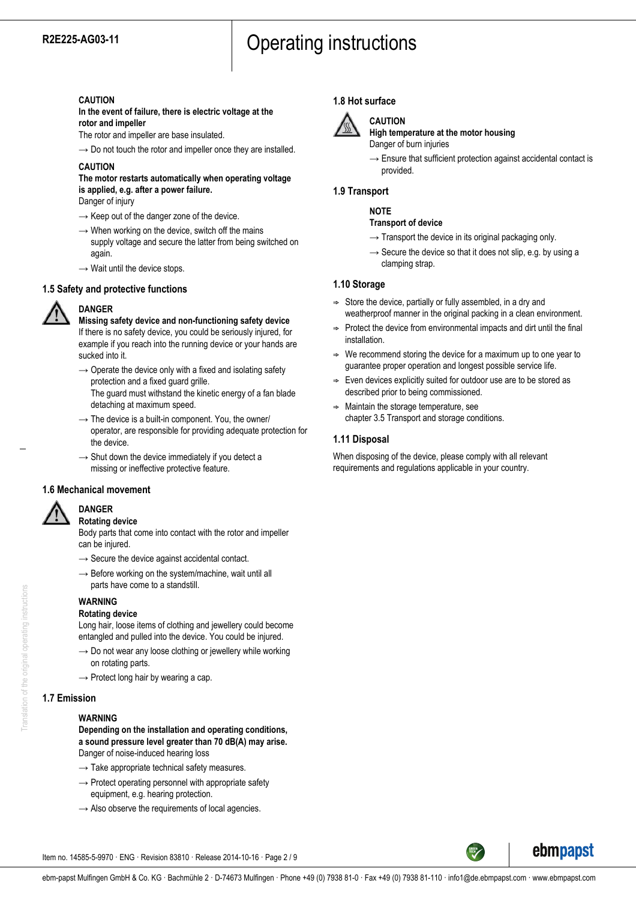**CAUTION**

**In the event of failure, there is electric voltage at the rotor and impeller**

The rotor and impeller are base insulated.

→ Do not touch the rotor and impeller once they are installed.

**CAUTION**

**The motor restarts automatically when operating voltage is applied, e.g. after a power failure.**

Danger of injury

→ Keep out of the danger zone of the device.

→ When working on the device, switch off the mains supply voltage and secure the latter from being switched on again.

→ Wait until the device stops.

## 1.5 Safety and protective functions

**DANGER**

**Missing safety device and non-functioning safety device**

If there is no safety device, you could be seriously injured, for example if you reach into the running device or your hands are sucked into it.

→ Operate the device only with a fixed and isolating safety protection and a fixed guard grille.
The guard must withstand the kinetic energy of a fan blade detaching at maximum speed.

→ The device is a built-in component. You, the owner/operator, are responsible for providing adequate protection for the device.

→ Shut down the device immediately if you detect a missing or ineffective protective feature.

## 1.6 Mechanical movement

**DANGER**

**Rotating device**

Body parts that come into contact with the rotor and impeller can be injured.

→ Secure the device against accidental contact.

→ Before working on the system/machine, wait until all parts have come to a standstill.

**WARNING**

**Rotating device**

Long hair, loose items of clothing and jewellery could become entangled and pulled into the device. You could be injured.

→ Do not wear any loose clothing or jewellery while working on rotating parts.

→ Protect long hair by wearing a cap.

## 1.7 Emission

**WARNING**

**Depending on the installation and operating conditions, a sound pressure level greater than 70 dB(A) may arise.**

Danger of noise-induced hearing loss

→ Take appropriate technical safety measures.

→ Protect operating personnel with appropriate safety equipment, e.g. hearing protection.

→ Also observe the requirements of local agencies.

## 1.8 Hot surface

**CAUTION**

**High temperature at the motor housing**

Danger of burn injuries

→ Ensure that sufficient protection against accidental contact is provided.

## 1.9 Transport

**NOTE**

**Transport of device**

→ Transport the device in its original packaging only.

→ Secure the device so that it does not slip, e.g. by using a clamping strap.

## 1.10 Storage

- Store the device, partially or fully assembled, in a dry and weatherproof manner in the original packing in a clean environment.
- Protect the device from environmental impacts and dirt until the final installation.
- We recommend storing the device for a maximum up to one year to guarantee proper operation and longest possible service life.
- Even devices explicitly suited for outdoor use are to be stored as described prior to being commissioned.
- Maintain the storage temperature, see chapter 3.5 Transport and storage conditions.

## 1.11 Disposal

When disposing of the device, please comply with all relevant requirements and regulations applicable in your country.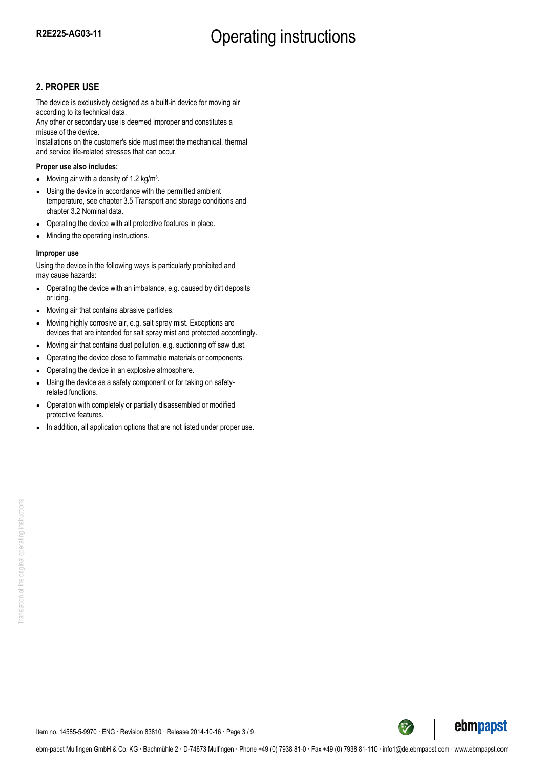## 2. PROPER USE

The device is exclusively designed as a built-in device for moving air according to its technical data.
Any other or secondary use is deemed improper and constitutes a misuse of the device.
Installations on the customer's side must meet the mechanical, thermal and service life-related stresses that can occur.

**Proper use also includes:**

- Moving air with a density of 1.2 kg/m³.
- Using the device in accordance with the permitted ambient temperature, see chapter 3.5 Transport and storage conditions and chapter 3.2 Nominal data.
- Operating the device with all protective features in place.
- Minding the operating instructions.

**Improper use**

Using the device in the following ways is particularly prohibited and may cause hazards:

- Operating the device with an imbalance, e.g. caused by dirt deposits or icing.
- Moving air that contains abrasive particles.
- Moving highly corrosive air, e.g. salt spray mist. Exceptions are devices that are intended for salt spray mist and protected accordingly.
- Moving air that contains dust pollution, e.g. suctioning off saw dust.
- Operating the device close to flammable materials or components.
- Operating the device in an explosive atmosphere.
- Using the device as a safety component or for taking on safety-related functions.
- Operation with completely or partially disassembled or modified protective features.
- In addition, all application options that are not listed under proper use.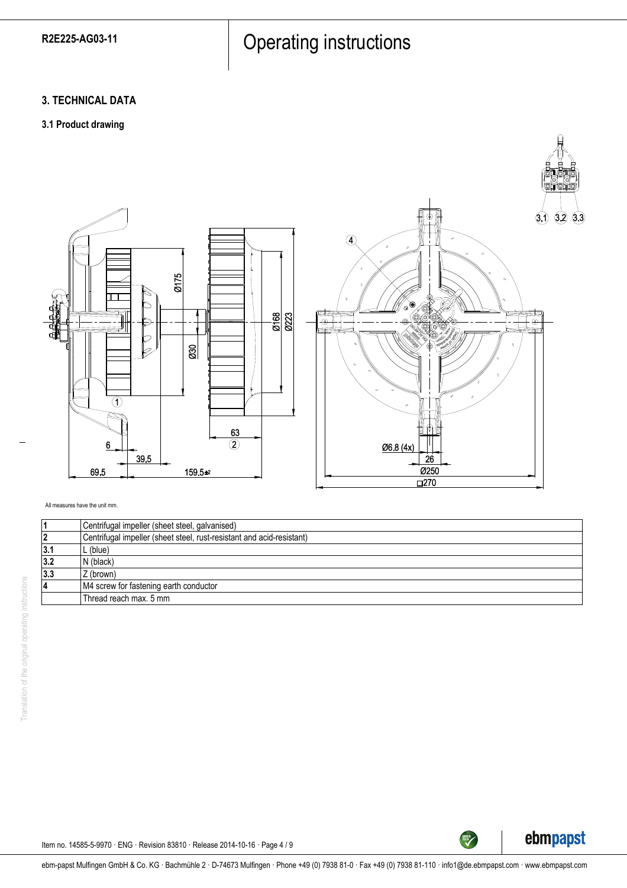## 3. TECHNICAL DATA

### 3.1 Product drawing

All measures have the unit mm.

| | |
|---|---|
| 1 | Centrifugal impeller (sheet steel, galvanised) |
| 2 | Centrifugal impeller (sheet steel, rust-resistant and acid-resistant) |
| 3.1 | L (blue) |
| 3.2 | N (black) |
| 3.3 | Z (brown) |
| 4 | M4 screw for fastening earth conductor |
| | Thread reach max. 5 mm |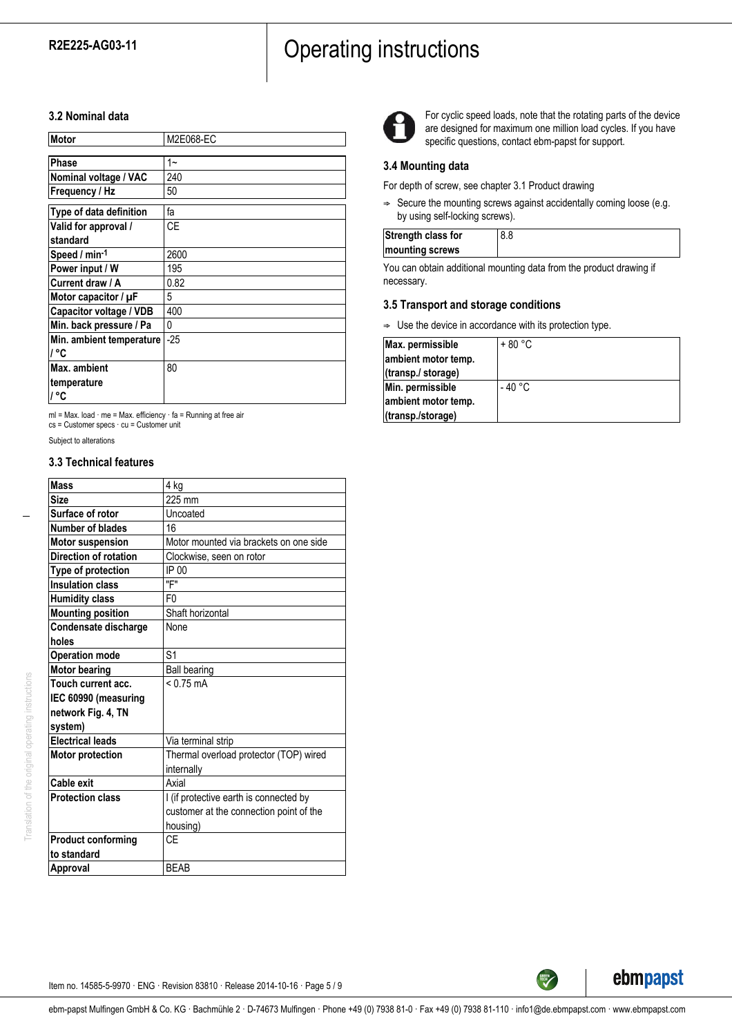### 3.2 Nominal data

| Motor | M2E068-EC |
|---|---|
| Phase | 1~ |
| Nominal voltage / VAC | 240 |
| Frequency / Hz | 50 |
| Type of data definition | fa |
| Valid for approval / standard | CE |
| Speed / min$^{-1}$ | 2600 |
| Power input / W | 195 |
| Current draw / A | 0.82 |
| Motor capacitor / µF | 5 |
| Capacitor voltage / VDB | 400 |
| Min. back pressure / Pa | 0 |
| Min. ambient temperature / °C | -25 |
| Max. ambient temperature / °C | 80 |

ml = Max. load · me = Max. efficiency · fa = Running at free air
cs = Customer specs · cu = Customer unit

Subject to alterations

### 3.3 Technical features

| Mass | 4 kg |
|---|---|
| Size | 225 mm |
| Surface of rotor | Uncoated |
| Number of blades | 16 |
| Motor suspension | Motor mounted via brackets on one side |
| Direction of rotation | Clockwise, seen on rotor |
| Type of protection | IP 00 |
| Insulation class | "F" |
| Humidity class | F0 |
| Mounting position | Shaft horizontal |
| Condensate discharge holes | None |
| Operation mode | S1 |
| Motor bearing | Ball bearing |
| Touch current acc. IEC 60990 (measuring network Fig. 4, TN system) | < 0.75 mA |
| Electrical leads | Via terminal strip |
| Motor protection | Thermal overload protector (TOP) wired internally |
| Cable exit | Axial |
| Protection class | I (if protective earth is connected by customer at the connection point of the housing) |
| Product conforming to standard | CE |
| Approval | BEAB |

For cyclic speed loads, note that the rotating parts of the device are designed for maximum one million load cycles. If you have specific questions, contact ebm-papst for support.

### 3.4 Mounting data

For depth of screw, see chapter 3.1 Product drawing

⇨ Secure the mounting screws against accidentally coming loose (e.g. by using self-locking screws).

| Strength class for mounting screws | 8.8 |
|---|---|

You can obtain additional mounting data from the product drawing if necessary.

### 3.5 Transport and storage conditions

⇨ Use the device in accordance with its protection type.

| Max. permissible ambient motor temp. (transp./ storage) | + 80 °C |
|---|---|
| Min. permissible ambient motor temp. (transp./storage) | - 40 °C |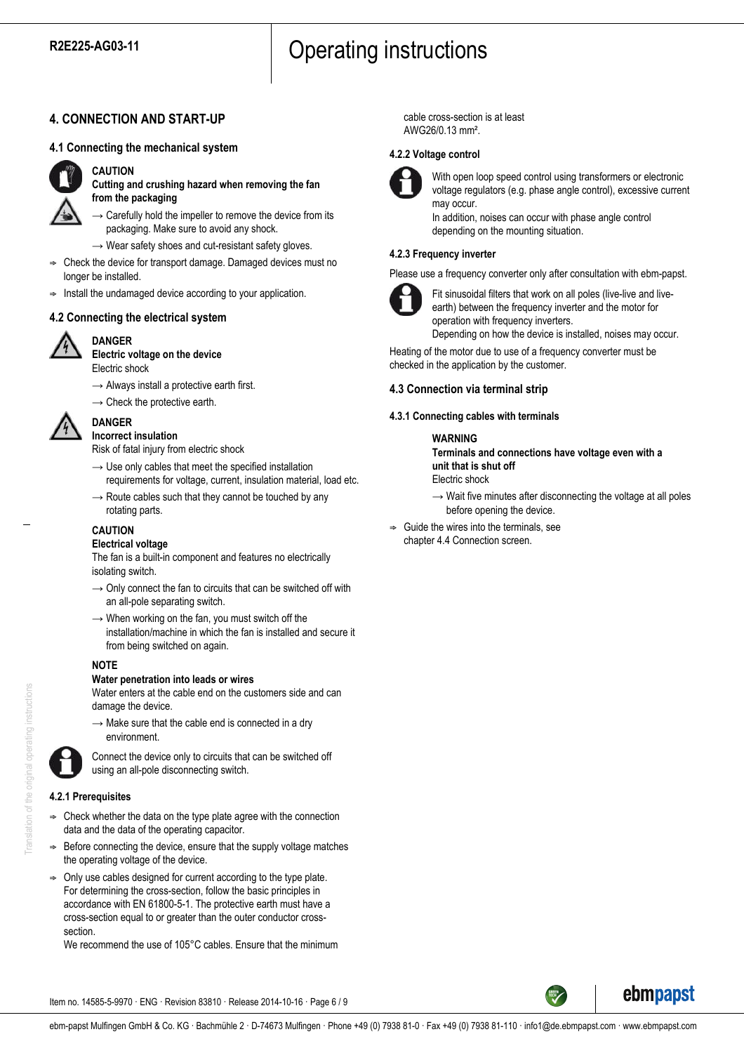# 4. CONNECTION AND START-UP

## 4.1 Connecting the mechanical system

**CAUTION**

**Cutting and crushing hazard when removing the fan from the packaging**

→ Carefully hold the impeller to remove the device from its packaging. Make sure to avoid any shock.

→ Wear safety shoes and cut-resistant safety gloves.

- Check the device for transport damage. Damaged devices must no longer be installed.
- Install the undamaged device according to your application.

## 4.2 Connecting the electrical system

**DANGER**

**Electric voltage on the device**

Electric shock

→ Always install a protective earth first.

→ Check the protective earth.

**DANGER**

**Incorrect insulation**

Risk of fatal injury from electric shock

→ Use only cables that meet the specified installation requirements for voltage, current, insulation material, load etc.

→ Route cables such that they cannot be touched by any rotating parts.

**CAUTION**

**Electrical voltage**

The fan is a built-in component and features no electrically isolating switch.

→ Only connect the fan to circuits that can be switched off with an all-pole separating switch.

→ When working on the fan, you must switch off the installation/machine in which the fan is installed and secure it from being switched on again.

**NOTE**

**Water penetration into leads or wires**

Water enters at the cable end on the customers side and can damage the device.

→ Make sure that the cable end is connected in a dry environment.

Connect the device only to circuits that can be switched off using an all-pole disconnecting switch.

### 4.2.1 Prerequisites

- Check whether the data on the type plate agree with the connection data and the data of the operating capacitor.
- Before connecting the device, ensure that the supply voltage matches the operating voltage of the device.
- Only use cables designed for current according to the type plate. For determining the cross-section, follow the basic principles in accordance with EN 61800-5-1. The protective earth must have a cross-section equal to or greater than the outer conductor cross-section.
  We recommend the use of 105°C cables. Ensure that the minimum cable cross-section is at least AWG26/0.13 mm².

### 4.2.2 Voltage control

With open loop speed control using transformers or electronic voltage regulators (e.g. phase angle control), excessive current may occur.
In addition, noises can occur with phase angle control depending on the mounting situation.

### 4.2.3 Frequency inverter

Please use a frequency converter only after consultation with ebm-papst.

Fit sinusoidal filters that work on all poles (live-live and live-earth) between the frequency inverter and the motor for operation with frequency inverters.
Depending on how the device is installed, noises may occur.

Heating of the motor due to use of a frequency converter must be checked in the application by the customer.

## 4.3 Connection via terminal strip

### 4.3.1 Connecting cables with terminals

**WARNING**

**Terminals and connections have voltage even with a unit that is shut off**

Electric shock

→ Wait five minutes after disconnecting the voltage at all poles before opening the device.

- Guide the wires into the terminals, see chapter 4.4 Connection screen.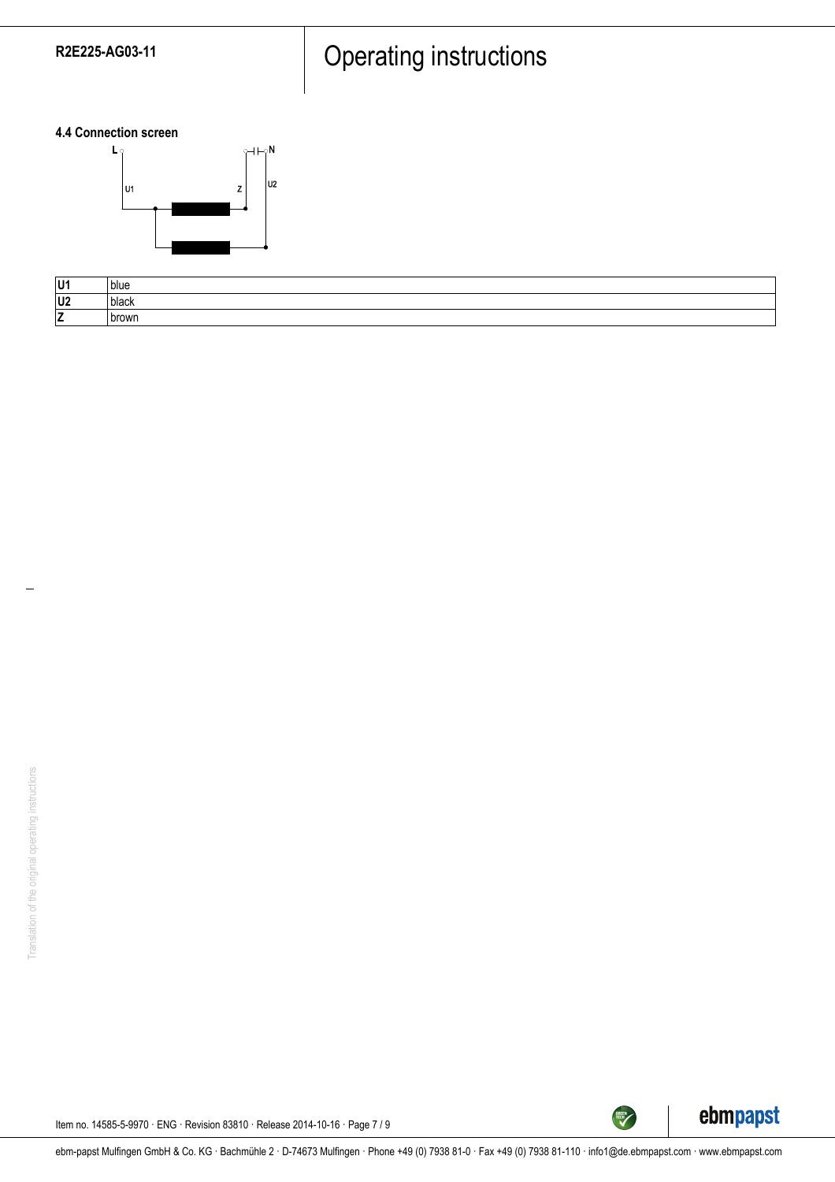### 4.4 Connection screen

| U1 | blue |
|---|---|
| U2 | black |
| Z | brown |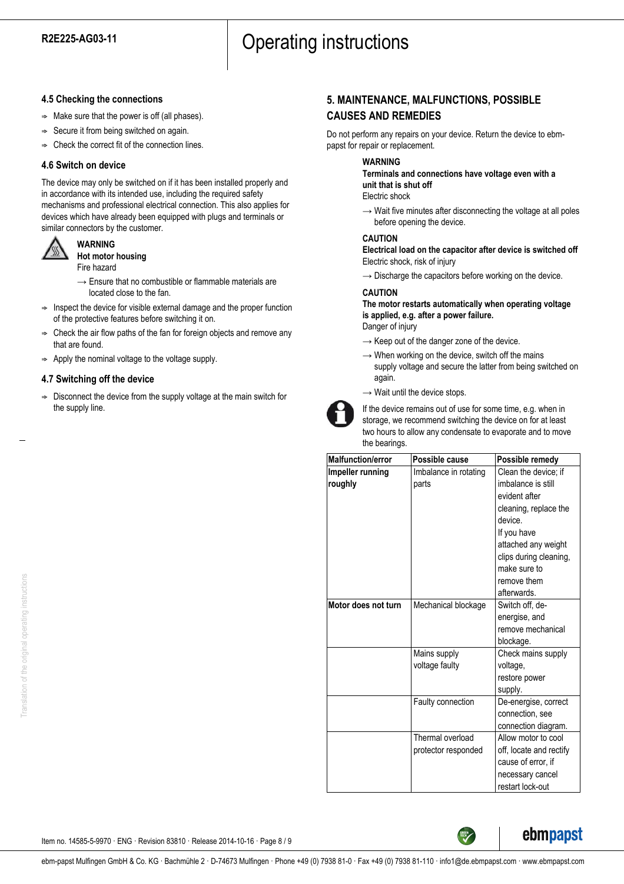### 4.5 Checking the connections

- Make sure that the power is off (all phases).
- Secure it from being switched on again.
- Check the correct fit of the connection lines.

### 4.6 Switch on device

The device may only be switched on if it has been installed properly and in accordance with its intended use, including the required safety mechanisms and professional electrical connection. This also applies for devices which have already been equipped with plugs and terminals or similar connectors by the customer.

**WARNING**
**Hot motor housing**
Fire hazard

→ Ensure that no combustible or flammable materials are located close to the fan.

- Inspect the device for visible external damage and the proper function of the protective features before switching it on.
- Check the air flow paths of the fan for foreign objects and remove any that are found.
- Apply the nominal voltage to the voltage supply.

### 4.7 Switching off the device

- Disconnect the device from the supply voltage at the main switch for the supply line.

## 5. MAINTENANCE, MALFUNCTIONS, POSSIBLE CAUSES AND REMEDIES

Do not perform any repairs on your device. Return the device to ebm-papst for repair or replacement.

**WARNING**
**Terminals and connections have voltage even with a unit that is shut off**
Electric shock

→ Wait five minutes after disconnecting the voltage at all poles before opening the device.

**CAUTION**
**Electrical load on the capacitor after device is switched off**
Electric shock, risk of injury

→ Discharge the capacitors before working on the device.

**CAUTION**
**The motor restarts automatically when operating voltage is applied, e.g. after a power failure.**
Danger of injury

→ Keep out of the danger zone of the device.

→ When working on the device, switch off the mains supply voltage and secure the latter from being switched on again.

→ Wait until the device stops.

If the device remains out of use for some time, e.g. when in storage, we recommend switching the device on for at least two hours to allow any condensate to evaporate and to move the bearings.

| Malfunction/error | Possible cause | Possible remedy |
|---|---|---|
| **Impeller running roughly** | Imbalance in rotating parts | Clean the device; if imbalance is still evident after cleaning, replace the device. If you have attached any weight clips during cleaning, make sure to remove them afterwards. |
| **Motor does not turn** | Mechanical blockage | Switch off, de-energise, and remove mechanical blockage. |
| | Mains supply voltage faulty | Check mains supply voltage, restore power supply. |
| | Faulty connection | De-energise, correct connection, see connection diagram. |
| | Thermal overload protector responded | Allow motor to cool off, locate and rectify cause of error, if necessary cancel restart lock-out |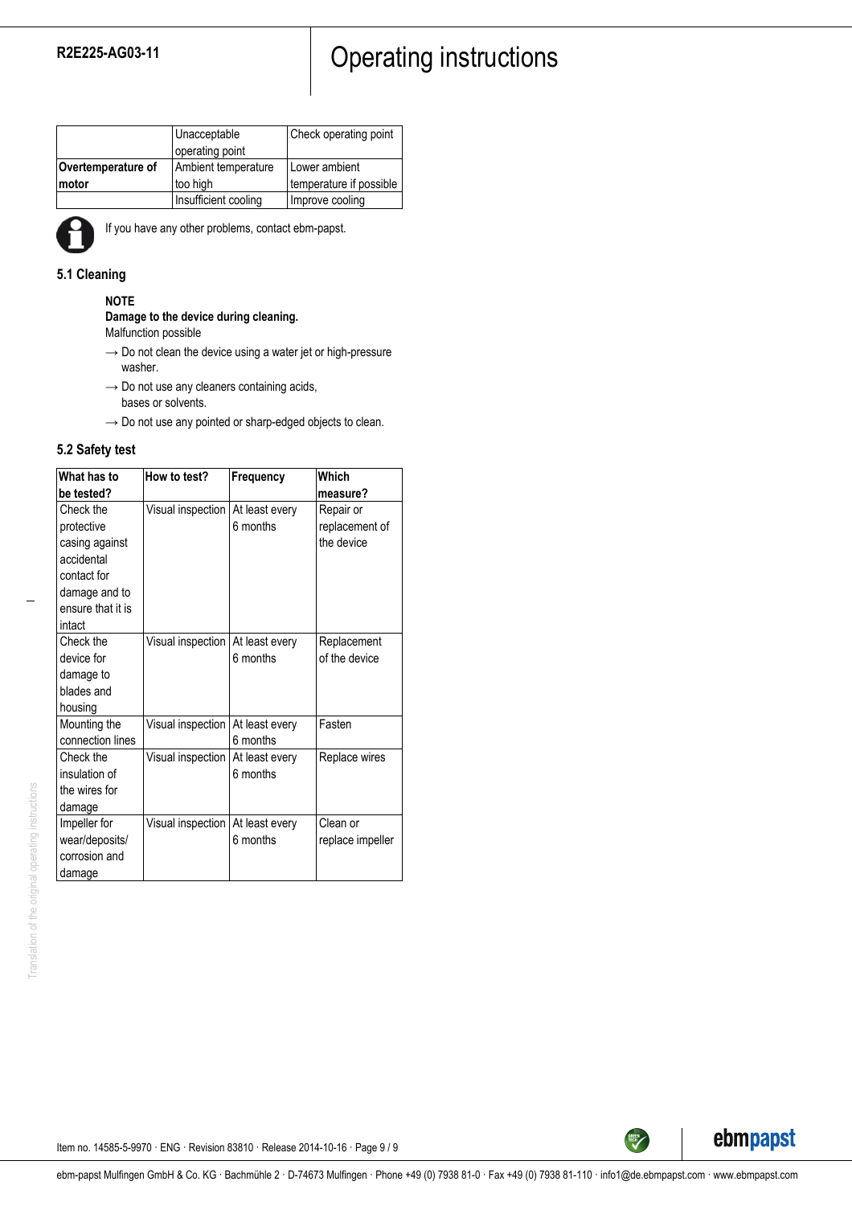| | | |
|---|---|---|
| | Unacceptable operating point | Check operating point |
| **Overtemperature of motor** | Ambient temperature too high | Lower ambient temperature if possible |
| | Insufficient cooling | Improve cooling |

If you have any other problems, contact ebm-papst.

### 5.1 Cleaning

**NOTE**

**Damage to the device during cleaning.**

Malfunction possible

→ Do not clean the device using a water jet or high-pressure washer.

→ Do not use any cleaners containing acids, bases or solvents.

→ Do not use any pointed or sharp-edged objects to clean.

### 5.2 Safety test

| What has to be tested? | How to test? | Frequency | Which measure? |
|---|---|---|---|
| Check the protective casing against accidental contact for damage and to ensure that it is intact | Visual inspection | At least every 6 months | Repair or replacement of the device |
| Check the device for damage to blades and housing | Visual inspection | At least every 6 months | Replacement of the device |
| Mounting the connection lines | Visual inspection | At least every 6 months | Fasten |
| Check the insulation of the wires for damage | Visual inspection | At least every 6 months | Replace wires |
| Impeller for wear/deposits/ corrosion and damage | Visual inspection | At least every 6 months | Clean or replace impeller |